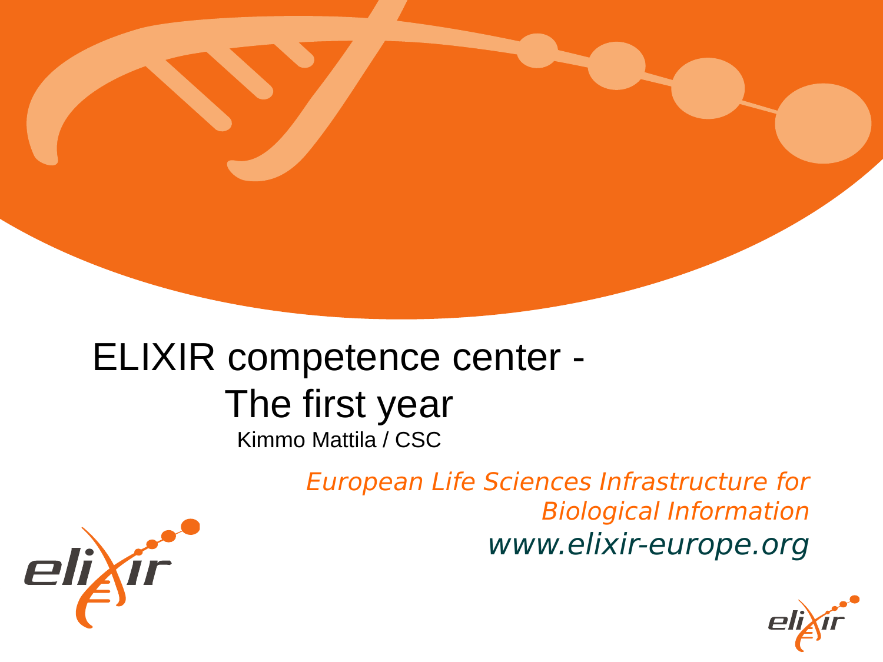# ELIXIR competence center - The first year

Kimmo Mattila / CSC

*European Life Sciences Infrastructure for Biological Information*

*www.elixir-europe.org*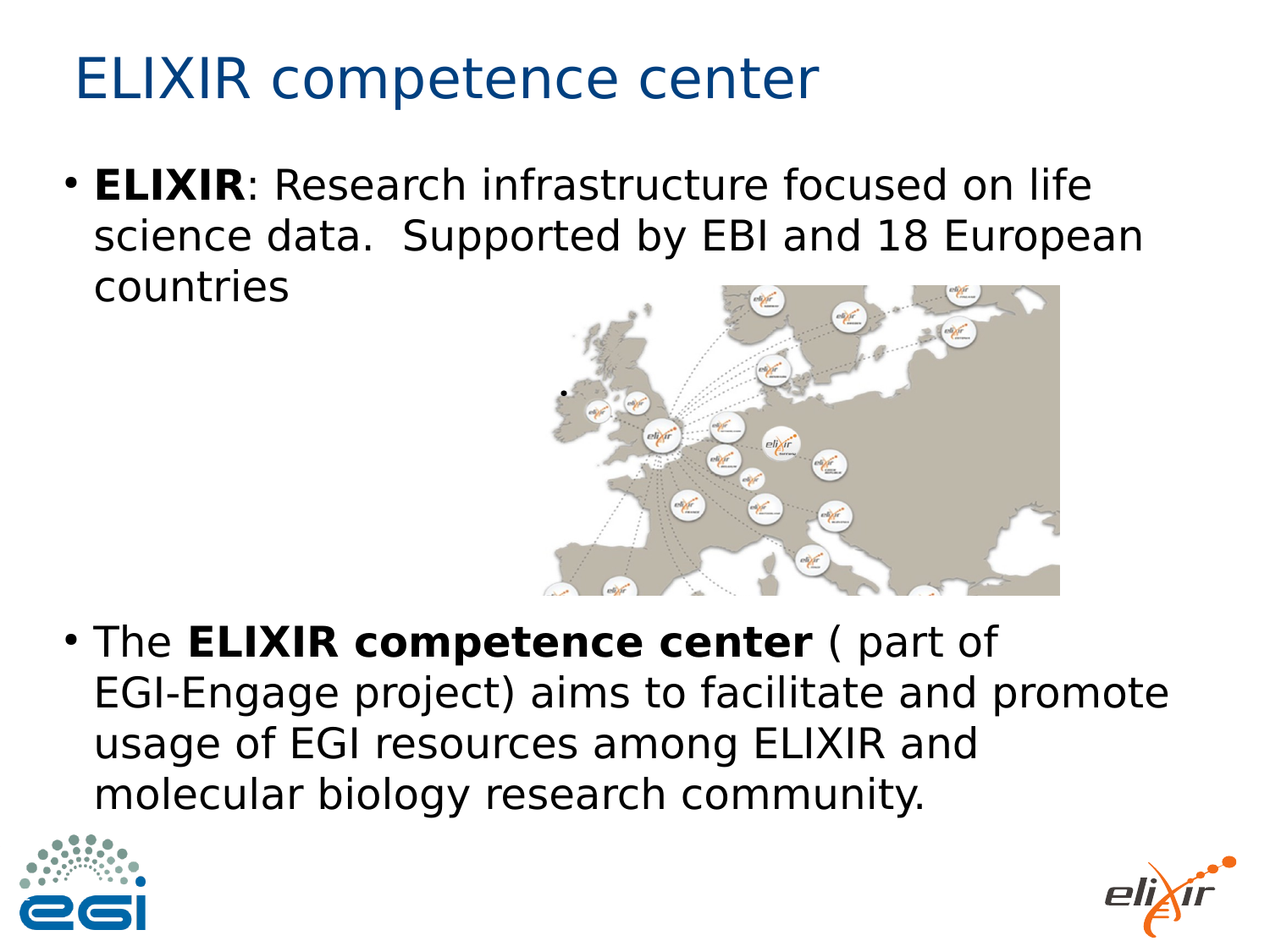# ELIXIR competence center

- **ELIXIR**: Research infrastructure focused on life science data. Supported by EBI and 18 European countries

- The **ELIXIR competence center** ( part of EGI-Engage project) aims to facilitate and promote usage of EGI resources among ELIXIR and molecular biology research community.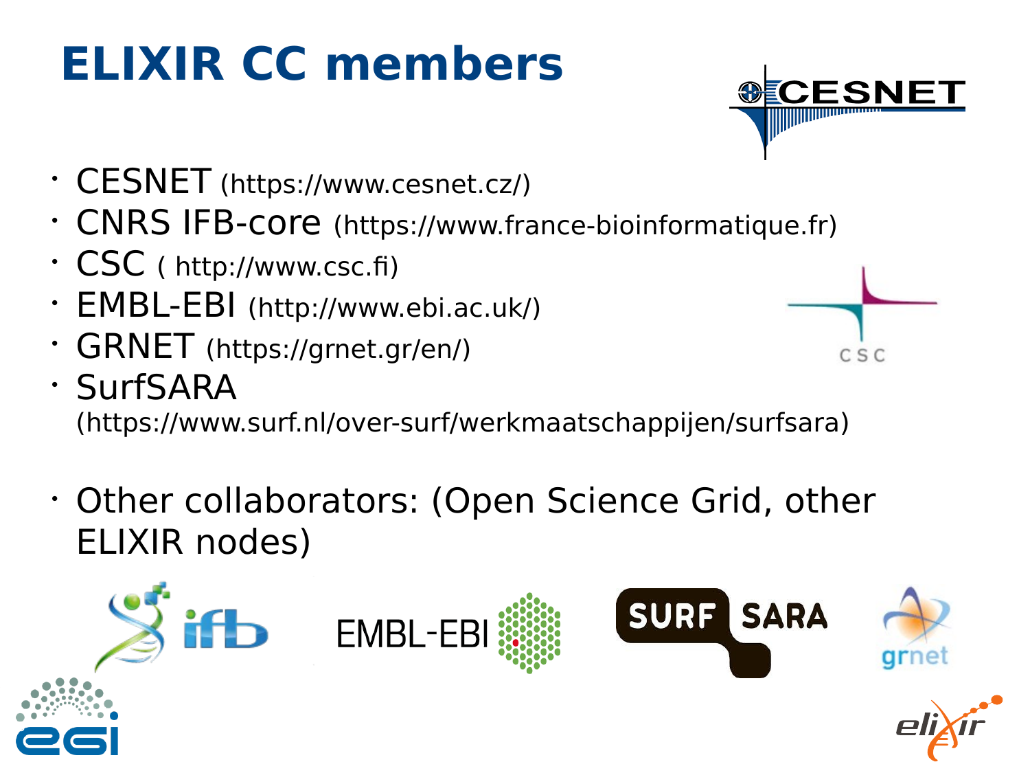# ELIXIR CC members

- CESNET (https://www.cesnet.cz/)
- CNRS IFB-core (https://www.france-bioinformatique.fr)
- CSC ( http://www.csc.fi)
- EMBL-EBI (http://www.ebi.ac.uk/)
- GRNET (https://grnet.gr/en/)
- SurfSARA (https://www.surf.nl/over-surf/werkmaatschappijen/surfsara)

- Other collaborators: (Open Science Grid, other ELIXIR nodes)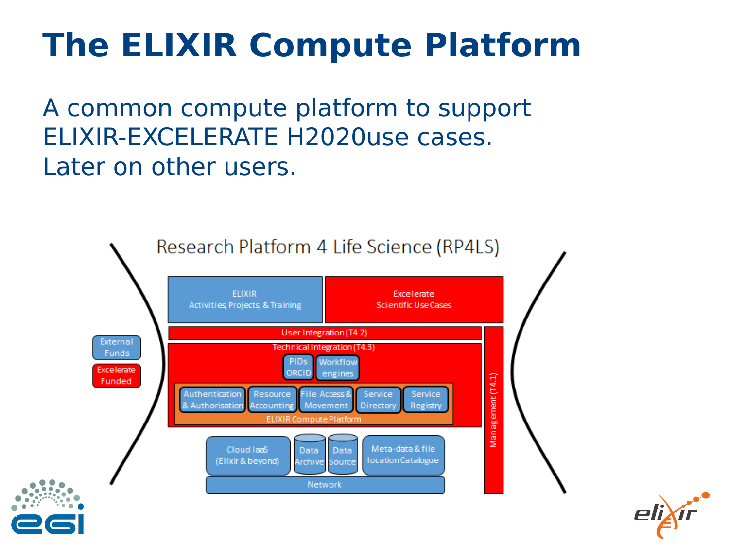# The ELIXIR Compute Platform

A common compute platform to support ELIXIR-EXCELERATE H2020use cases.
Later on other users.

Research Platform 4 Life Science (RP4LS)

ELIXIR Activities, Projects, & Training

Excelerate Scientific Use Cases

User Integration (T4.2)

Technical Integration (T4.3)

PIDs ORCID

Workflow engines

Authentication & Authorisation

Resource Accounting

File Access & Movement

Service Directory

Service Registry

ELIXIR Compute Platform

Cloud IaaS (Elixir & beyond)

Data Archive

Data Source

Meta-data & file location Catalogue

Network

Management (T4.1)

External Funds

Excelerate Funded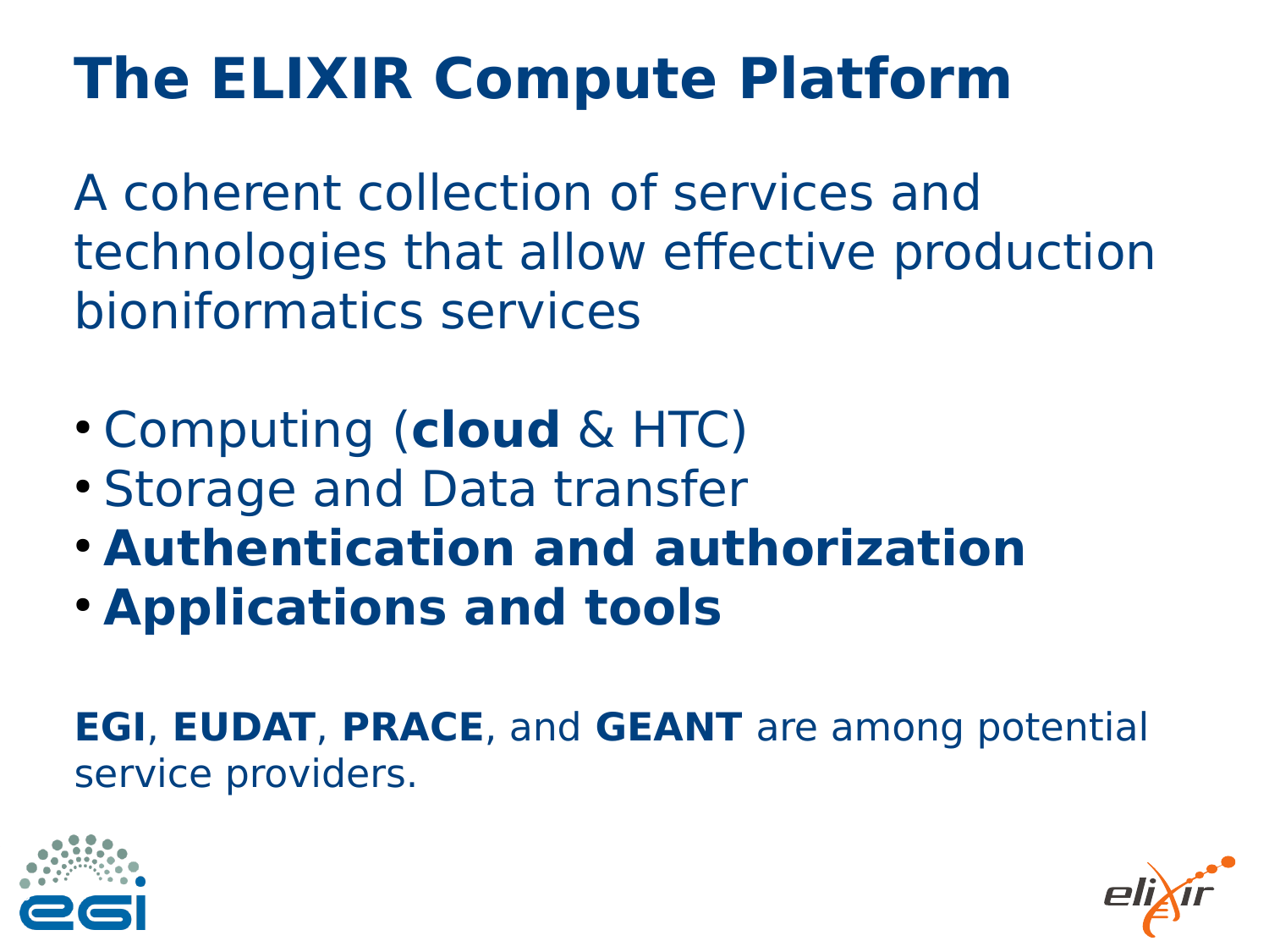# The ELIXIR Compute Platform

A coherent collection of services and technologies that allow effective production bioniformatics services

- Computing (**cloud** & HTC)
- Storage and Data transfer
- **Authentication and authorization**
- **Applications and tools**

**EGI**, **EUDAT**, **PRACE**, and **GEANT** are among potential service providers.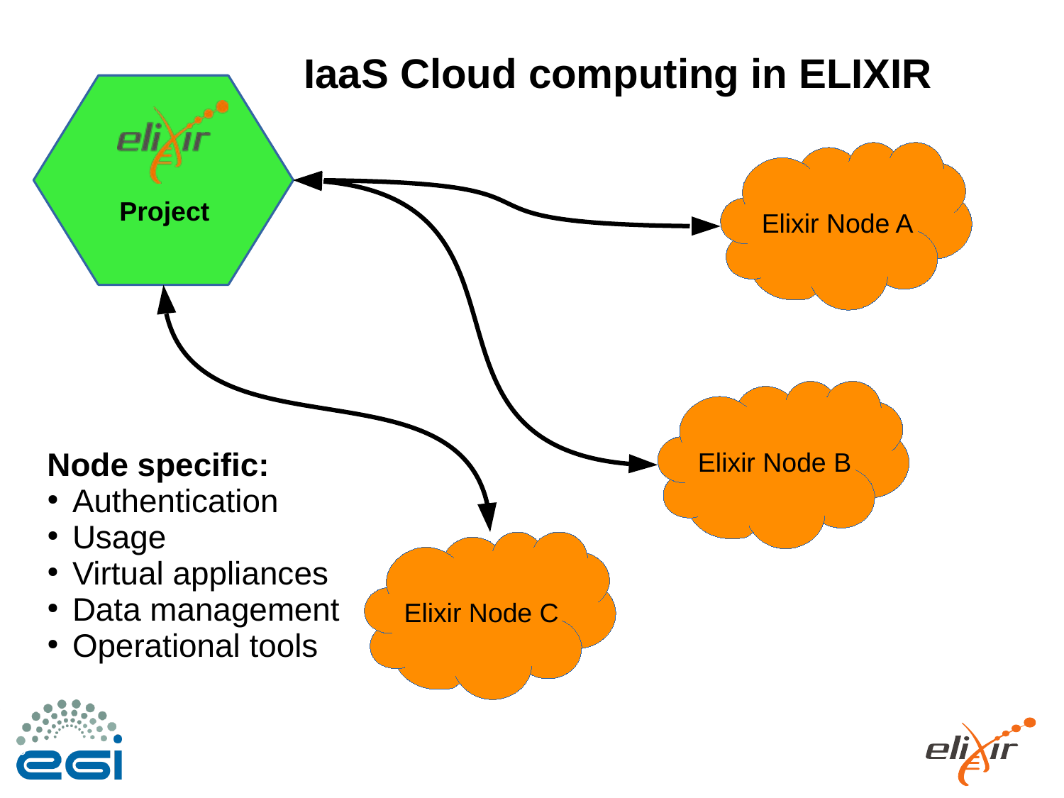# IaaS Cloud computing in ELIXIR

Project

Elixir Node A

Elixir Node B

Elixir Node C

**Node specific:**

- Authentication
- Usage
- Virtual appliances
- Data management
- Operational tools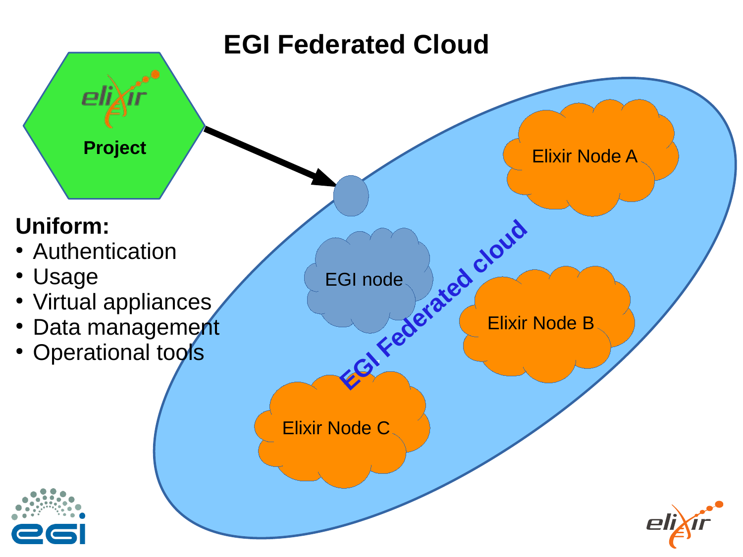# EGI Federated Cloud

Project

**Uniform:**

- Authentication
- Usage
- Virtual appliances
- Data management
- Operational tools

EGI node

Elixir Node A

Elixir Node B

Elixir Node C

EGI Federated cloud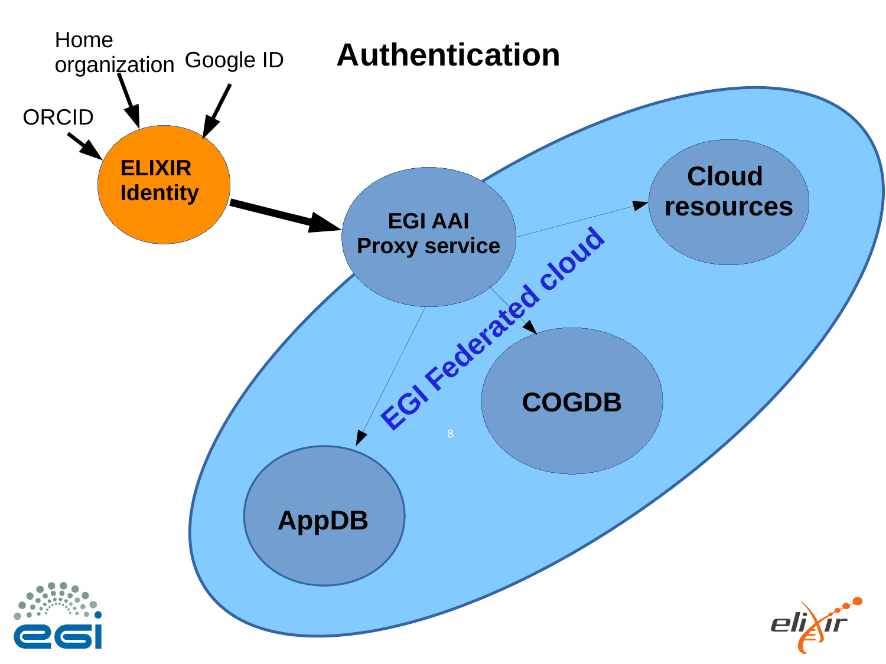# Authentication

Home organization

Google ID

ORCID

ELIXIR Identity

EGI AAI Proxy service

Cloud resources

COGDB

AppDB

EGI Federated cloud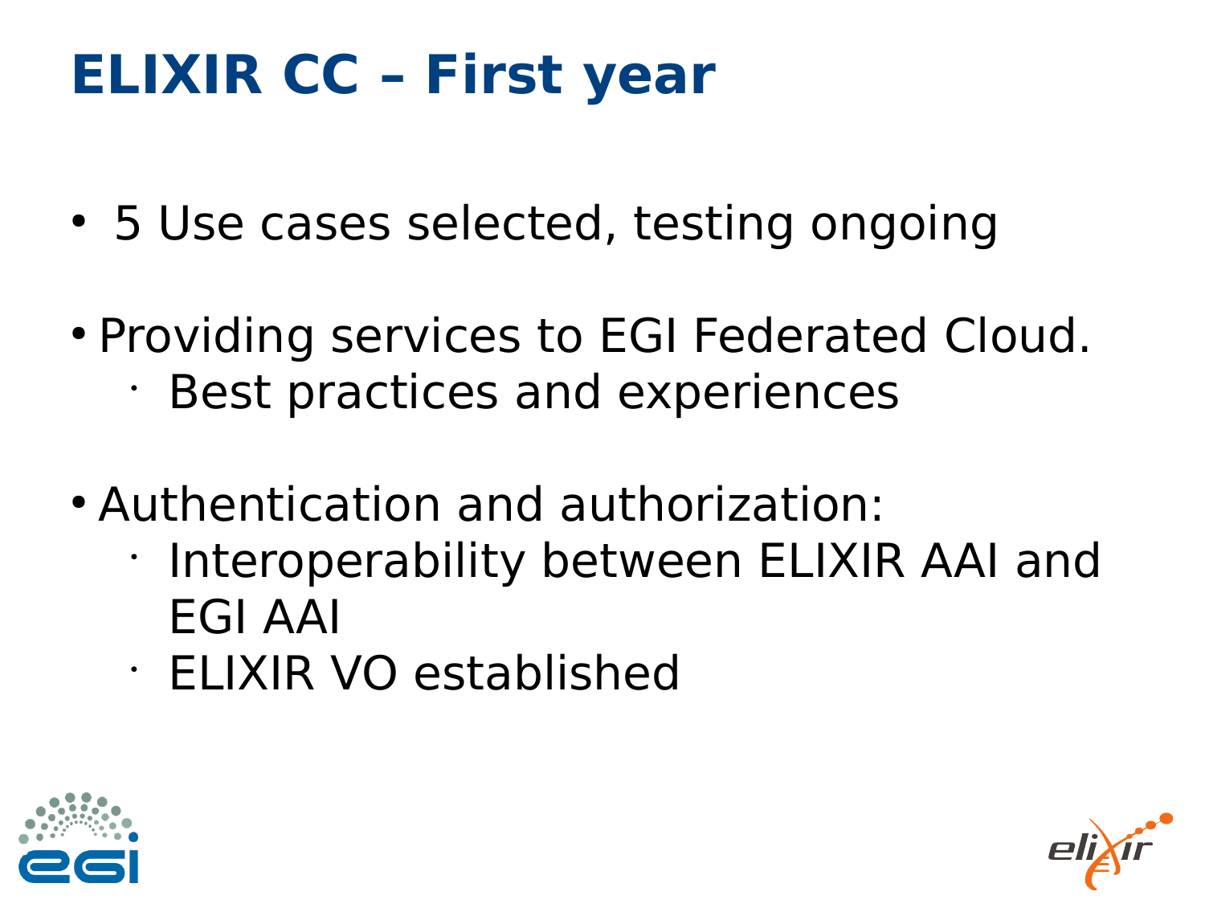# ELIXIR CC – First year

- 5 Use cases selected, testing ongoing
- Providing services to EGI Federated Cloud.
  - Best practices and experiences
- Authentication and authorization:
  - Interoperability between ELIXIR AAI and EGI AAI
  - ELIXIR VO established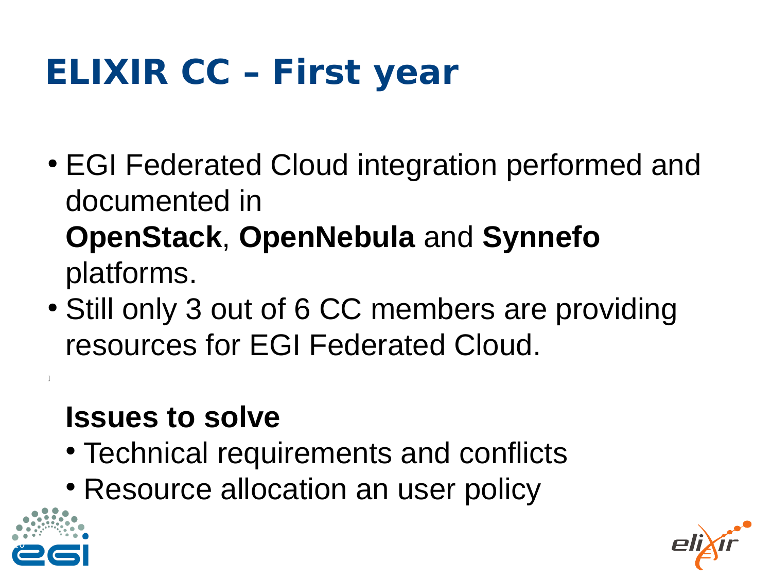# ELIXIR CC – First year

- EGI Federated Cloud integration performed and documented in **OpenStack**, **OpenNebula** and **Synnefo** platforms.
- Still only 3 out of 6 CC members are providing resources for EGI Federated Cloud.

**Issues to solve**

- Technical requirements and conflicts
- Resource allocation an user policy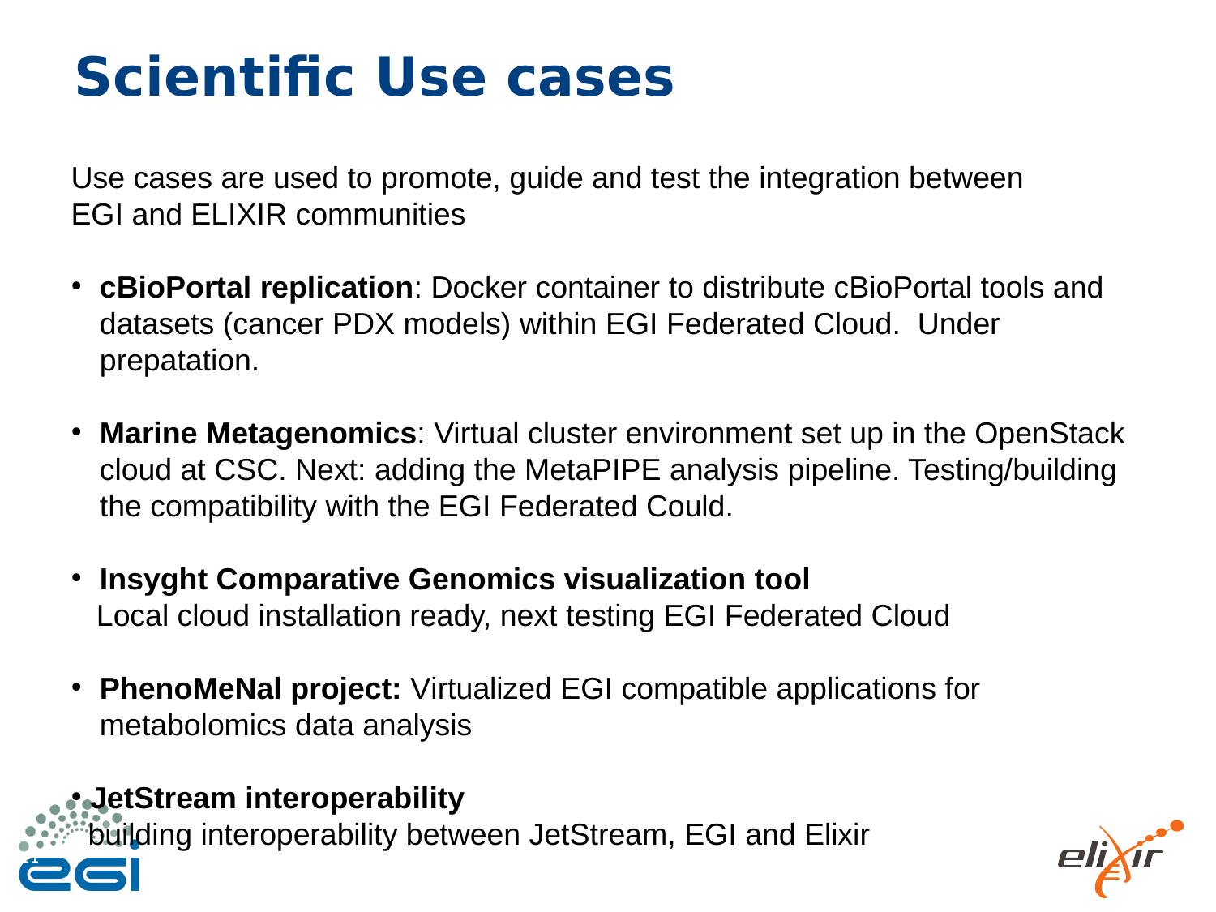# Scientific Use cases

Use cases are used to promote, guide and test the integration between EGI and ELIXIR communities

- **cBioPortal replication**: Docker container to distribute cBioPortal tools and datasets (cancer PDX models) within EGI Federated Cloud.  Under prepatation.
- **Marine Metagenomics**: Virtual cluster environment set up in the OpenStack cloud at CSC. Next: adding the MetaPIPE analysis pipeline. Testing/building the compatibility with the EGI Federated Could.
- **Insyght Comparative Genomics visualization tool**
  Local cloud installation ready, next testing EGI Federated Cloud
- **PhenoMeNal project:** Virtualized EGI compatible applications for metabolomics data analysis
- **JetStream interoperability**
  building interoperability between JetStream, EGI and Elixir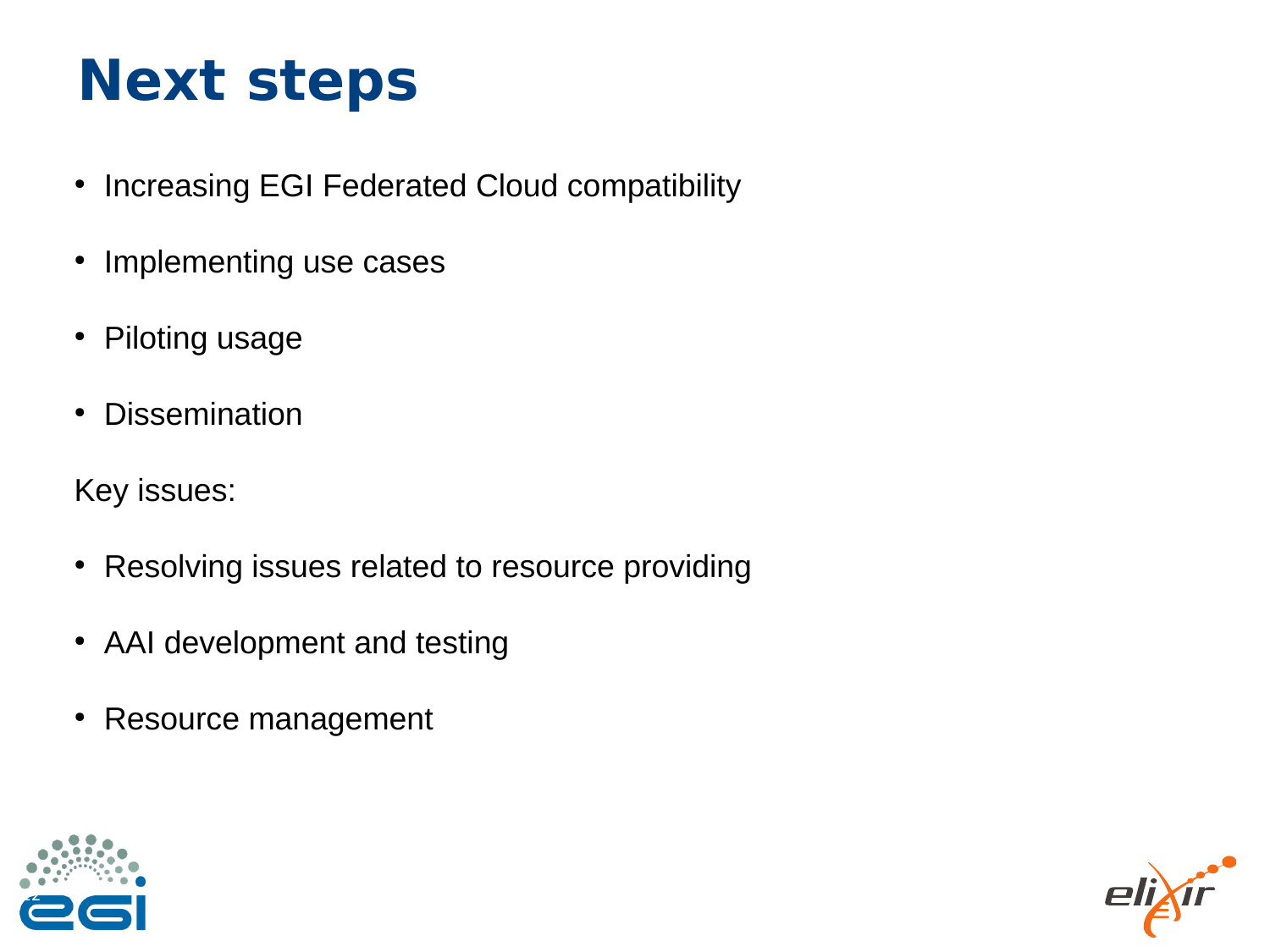# Next steps

- Increasing EGI Federated Cloud compatibility
- Implementing use cases
- Piloting usage
- Dissemination

Key issues:

- Resolving issues related to resource providing
- AAI development and testing
- Resource management